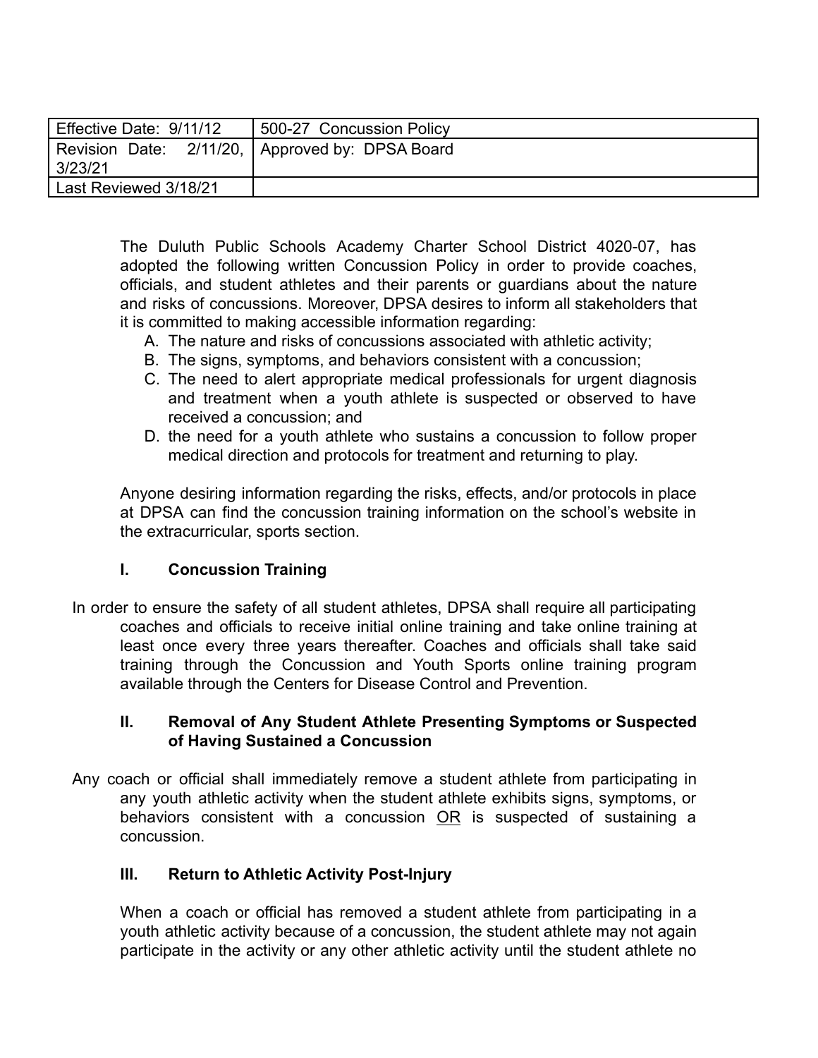| | |
|---|---|
| Effective Date: 9/11/12 | 500-27 Concussion Policy |
| Revision Date: 2/11/20, 3/23/21 | Approved by: DPSA Board |
| Last Reviewed 3/18/21 | |

The Duluth Public Schools Academy Charter School District 4020-07, has adopted the following written Concussion Policy in order to provide coaches, officials, and student athletes and their parents or guardians about the nature and risks of concussions. Moreover, DPSA desires to inform all stakeholders that it is committed to making accessible information regarding:

A. The nature and risks of concussions associated with athletic activity;
B. The signs, symptoms, and behaviors consistent with a concussion;
C. The need to alert appropriate medical professionals for urgent diagnosis and treatment when a youth athlete is suspected or observed to have received a concussion; and
D. the need for a youth athlete who sustains a concussion to follow proper medical direction and protocols for treatment and returning to play.

Anyone desiring information regarding the risks, effects, and/or protocols in place at DPSA can find the concussion training information on the school's website in the extracurricular, sports section.

## I. Concussion Training

In order to ensure the safety of all student athletes, DPSA shall require all participating coaches and officials to receive initial online training and take online training at least once every three years thereafter. Coaches and officials shall take said training through the Concussion and Youth Sports online training program available through the Centers for Disease Control and Prevention.

## II. Removal of Any Student Athlete Presenting Symptoms or Suspected of Having Sustained a Concussion

Any coach or official shall immediately remove a student athlete from participating in any youth athletic activity when the student athlete exhibits signs, symptoms, or behaviors consistent with a concussion <u>OR</u> is suspected of sustaining a concussion.

## III. Return to Athletic Activity Post-Injury

When a coach or official has removed a student athlete from participating in a youth athletic activity because of a concussion, the student athlete may not again participate in the activity or any other athletic activity until the student athlete no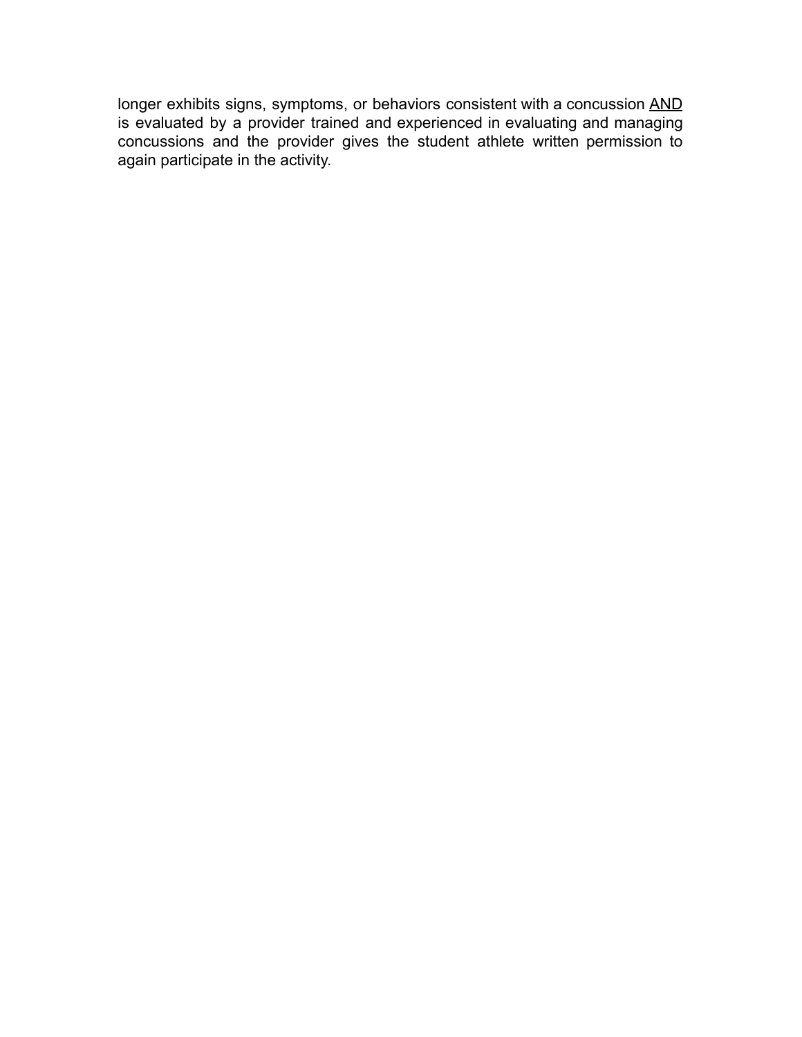longer exhibits signs, symptoms, or behaviors consistent with a concussion <u>AND</u> is evaluated by a provider trained and experienced in evaluating and managing concussions and the provider gives the student athlete written permission to again participate in the activity.